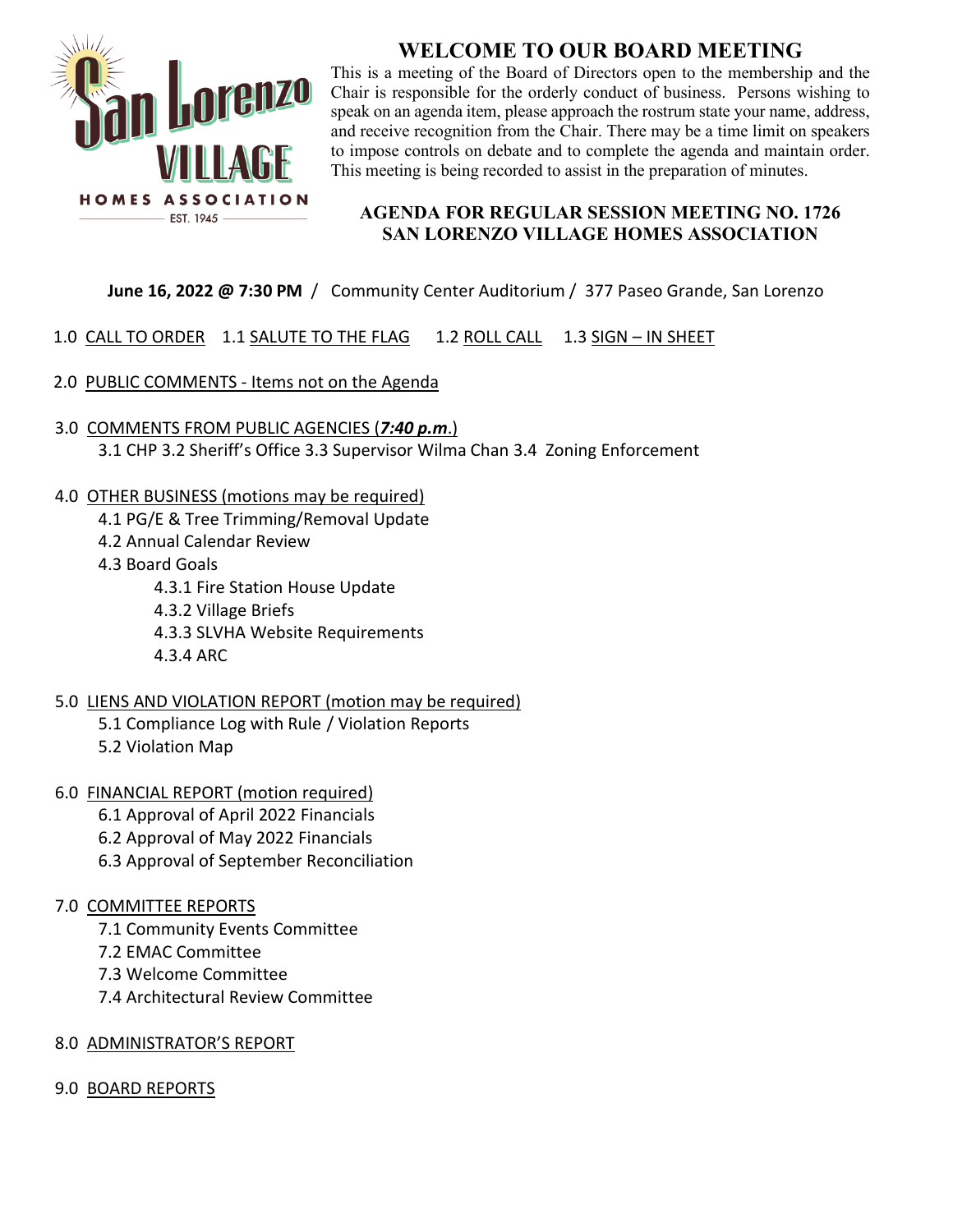San Lorenzo VILLAGE HOMES ASSOCIATION EST. 1945

# WELCOME TO OUR BOARD MEETING

This is a meeting of the Board of Directors open to the membership and the Chair is responsible for the orderly conduct of business. Persons wishing to speak on an agenda item, please approach the rostrum state your name, address, and receive recognition from the Chair. There may be a time limit on speakers to impose controls on debate and to complete the agenda and maintain order. This meeting is being recorded to assist in the preparation of minutes.

## AGENDA FOR REGULAR SESSION MEETING NO. 1726
## SAN LORENZO VILLAGE HOMES ASSOCIATION

**June 16, 2022 @ 7:30 PM** / Community Center Auditorium / 377 Paseo Grande, San Lorenzo

1.0 CALL TO ORDER 1.1 SALUTE TO THE FLAG 1.2 ROLL CALL 1.3 SIGN – IN SHEET

2.0 PUBLIC COMMENTS - Items not on the Agenda

3.0 COMMENTS FROM PUBLIC AGENCIES (***7:40 p.m***.)
- 3.1 CHP 3.2 Sheriff's Office 3.3 Supervisor Wilma Chan 3.4 Zoning Enforcement

4.0 OTHER BUSINESS (motions may be required)
- 4.1 PG/E & Tree Trimming/Removal Update
- 4.2 Annual Calendar Review
- 4.3 Board Goals
  - 4.3.1 Fire Station House Update
  - 4.3.2 Village Briefs
  - 4.3.3 SLVHA Website Requirements
  - 4.3.4 ARC

5.0 LIENS AND VIOLATION REPORT (motion may be required)
- 5.1 Compliance Log with Rule / Violation Reports
- 5.2 Violation Map

6.0 FINANCIAL REPORT (motion required)
- 6.1 Approval of April 2022 Financials
- 6.2 Approval of May 2022 Financials
- 6.3 Approval of September Reconciliation

7.0 COMMITTEE REPORTS
- 7.1 Community Events Committee
- 7.2 EMAC Committee
- 7.3 Welcome Committee
- 7.4 Architectural Review Committee

8.0 ADMINISTRATOR'S REPORT

9.0 BOARD REPORTS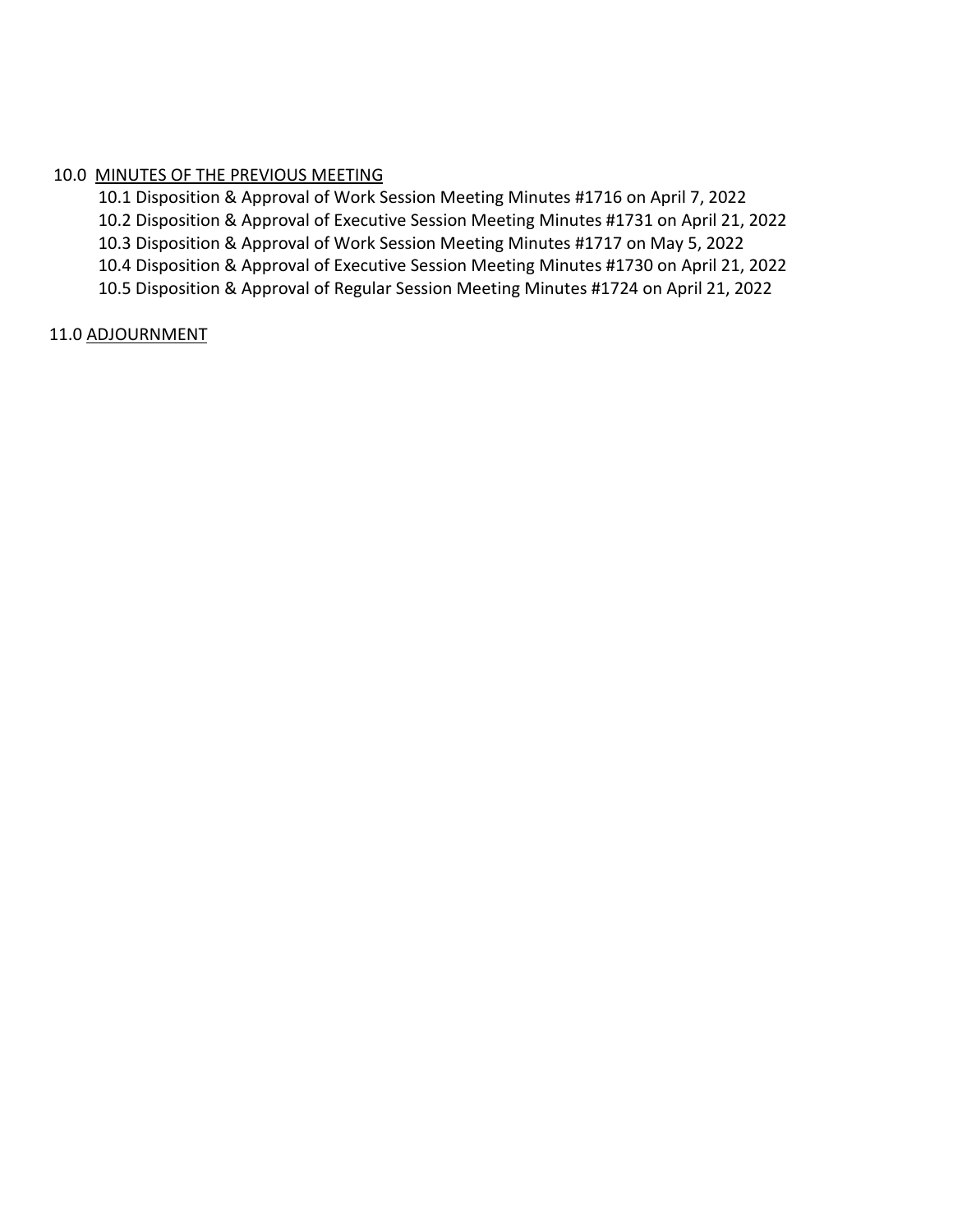10.0 <u>MINUTES OF THE PREVIOUS MEETING</u>

10.1 Disposition & Approval of Work Session Meeting Minutes #1716 on April 7, 2022

10.2 Disposition & Approval of Executive Session Meeting Minutes #1731 on April 21, 2022

10.3 Disposition & Approval of Work Session Meeting Minutes #1717 on May 5, 2022

10.4 Disposition & Approval of Executive Session Meeting Minutes #1730 on April 21, 2022

10.5 Disposition & Approval of Regular Session Meeting Minutes #1724 on April 21, 2022

11.0 <u>ADJOURNMENT</u>